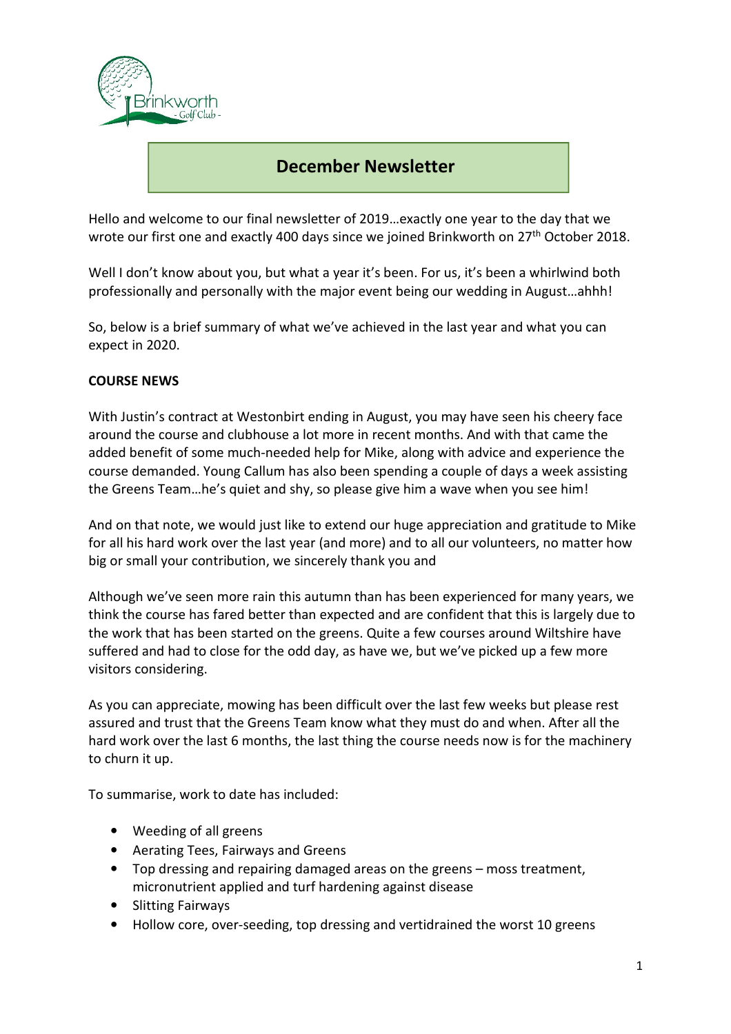# December Newsletter

Hello and welcome to our final newsletter of 2019…exactly one year to the day that we wrote our first one and exactly 400 days since we joined Brinkworth on 27th October 2018.

Well I don't know about you, but what a year it's been. For us, it's been a whirlwind both professionally and personally with the major event being our wedding in August…ahhh!

So, below is a brief summary of what we've achieved in the last year and what you can expect in 2020.

**COURSE NEWS**

With Justin's contract at Westonbirt ending in August, you may have seen his cheery face around the course and clubhouse a lot more in recent months. And with that came the added benefit of some much-needed help for Mike, along with advice and experience the course demanded. Young Callum has also been spending a couple of days a week assisting the Greens Team…he's quiet and shy, so please give him a wave when you see him!

And on that note, we would just like to extend our huge appreciation and gratitude to Mike for all his hard work over the last year (and more) and to all our volunteers, no matter how big or small your contribution, we sincerely thank you and

Although we've seen more rain this autumn than has been experienced for many years, we think the course has fared better than expected and are confident that this is largely due to the work that has been started on the greens. Quite a few courses around Wiltshire have suffered and had to close for the odd day, as have we, but we've picked up a few more visitors considering.

As you can appreciate, mowing has been difficult over the last few weeks but please rest assured and trust that the Greens Team know what they must do and when. After all the hard work over the last 6 months, the last thing the course needs now is for the machinery to churn it up.

To summarise, work to date has included:

- Weeding of all greens
- Aerating Tees, Fairways and Greens
- Top dressing and repairing damaged areas on the greens – moss treatment, micronutrient applied and turf hardening against disease
- Slitting Fairways
- Hollow core, over-seeding, top dressing and vertidrained the worst 10 greens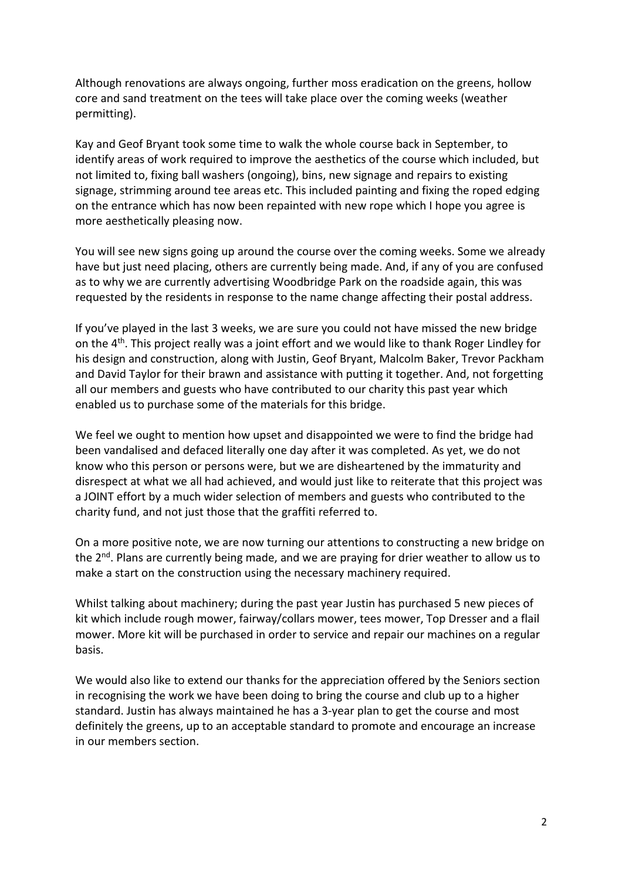Although renovations are always ongoing, further moss eradication on the greens, hollow core and sand treatment on the tees will take place over the coming weeks (weather permitting).

Kay and Geof Bryant took some time to walk the whole course back in September, to identify areas of work required to improve the aesthetics of the course which included, but not limited to, fixing ball washers (ongoing), bins, new signage and repairs to existing signage, strimming around tee areas etc. This included painting and fixing the roped edging on the entrance which has now been repainted with new rope which I hope you agree is more aesthetically pleasing now.

You will see new signs going up around the course over the coming weeks. Some we already have but just need placing, others are currently being made. And, if any of you are confused as to why we are currently advertising Woodbridge Park on the roadside again, this was requested by the residents in response to the name change affecting their postal address.

If you've played in the last 3 weeks, we are sure you could not have missed the new bridge on the 4th. This project really was a joint effort and we would like to thank Roger Lindley for his design and construction, along with Justin, Geof Bryant, Malcolm Baker, Trevor Packham and David Taylor for their brawn and assistance with putting it together. And, not forgetting all our members and guests who have contributed to our charity this past year which enabled us to purchase some of the materials for this bridge.

We feel we ought to mention how upset and disappointed we were to find the bridge had been vandalised and defaced literally one day after it was completed. As yet, we do not know who this person or persons were, but we are disheartened by the immaturity and disrespect at what we all had achieved, and would just like to reiterate that this project was a JOINT effort by a much wider selection of members and guests who contributed to the charity fund, and not just those that the graffiti referred to.

On a more positive note, we are now turning our attentions to constructing a new bridge on the 2nd. Plans are currently being made, and we are praying for drier weather to allow us to make a start on the construction using the necessary machinery required.

Whilst talking about machinery; during the past year Justin has purchased 5 new pieces of kit which include rough mower, fairway/collars mower, tees mower, Top Dresser and a flail mower. More kit will be purchased in order to service and repair our machines on a regular basis.

We would also like to extend our thanks for the appreciation offered by the Seniors section in recognising the work we have been doing to bring the course and club up to a higher standard. Justin has always maintained he has a 3-year plan to get the course and most definitely the greens, up to an acceptable standard to promote and encourage an increase in our members section.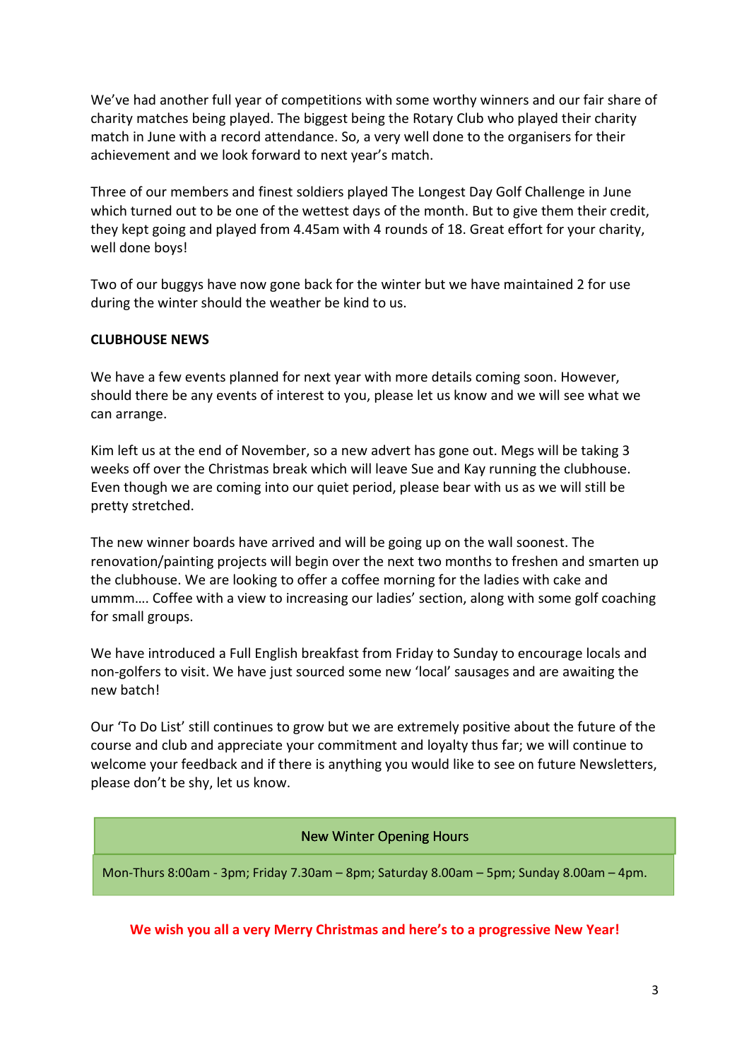We've had another full year of competitions with some worthy winners and our fair share of charity matches being played. The biggest being the Rotary Club who played their charity match in June with a record attendance. So, a very well done to the organisers for their achievement and we look forward to next year's match.

Three of our members and finest soldiers played The Longest Day Golf Challenge in June which turned out to be one of the wettest days of the month. But to give them their credit, they kept going and played from 4.45am with 4 rounds of 18. Great effort for your charity, well done boys!

Two of our buggys have now gone back for the winter but we have maintained 2 for use during the winter should the weather be kind to us.

**CLUBHOUSE NEWS**

We have a few events planned for next year with more details coming soon. However, should there be any events of interest to you, please let us know and we will see what we can arrange.

Kim left us at the end of November, so a new advert has gone out. Megs will be taking 3 weeks off over the Christmas break which will leave Sue and Kay running the clubhouse. Even though we are coming into our quiet period, please bear with us as we will still be pretty stretched.

The new winner boards have arrived and will be going up on the wall soonest. The renovation/painting projects will begin over the next two months to freshen and smarten up the clubhouse. We are looking to offer a coffee morning for the ladies with cake and ummm…. Coffee with a view to increasing our ladies' section, along with some golf coaching for small groups.

We have introduced a Full English breakfast from Friday to Sunday to encourage locals and non-golfers to visit. We have just sourced some new 'local' sausages and are awaiting the new batch!

Our 'To Do List' still continues to grow but we are extremely positive about the future of the course and club and appreciate your commitment and loyalty thus far; we will continue to welcome your feedback and if there is anything you would like to see on future Newsletters, please don't be shy, let us know.

| New Winter Opening Hours |
| --- |
| Mon-Thurs 8:00am - 3pm; Friday 7.30am – 8pm; Saturday 8.00am – 5pm; Sunday 8.00am – 4pm. |

**We wish you all a very Merry Christmas and here's to a progressive New Year!**